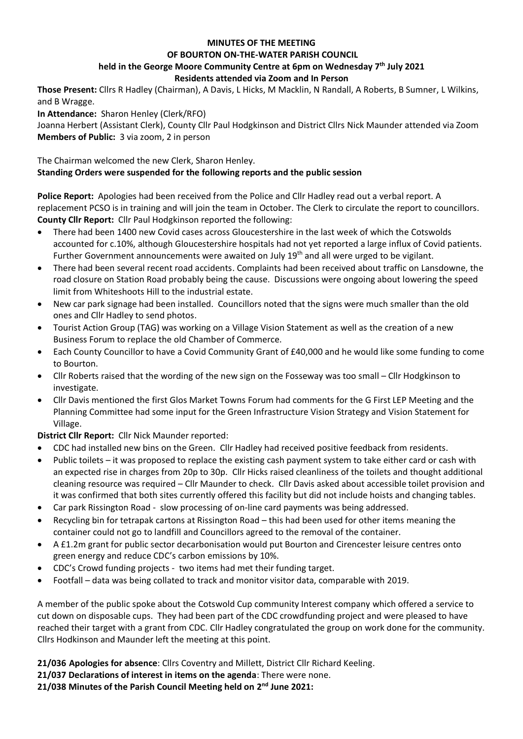**MINUTES OF THE MEETING**
**OF BOURTON ON-THE-WATER PARISH COUNCIL**
**held in the George Moore Community Centre at 6pm on Wednesday 7th July 2021**
**Residents attended via Zoom and In Person**

**Those Present:** Cllrs R Hadley (Chairman), A Davis, L Hicks, M Macklin, N Randall, A Roberts, B Sumner, L Wilkins, and B Wragge.

**In Attendance:** Sharon Henley (Clerk/RFO)

Joanna Herbert (Assistant Clerk), County Cllr Paul Hodgkinson and District Cllrs Nick Maunder attended via Zoom

**Members of Public:** 3 via zoom, 2 in person

The Chairman welcomed the new Clerk, Sharon Henley.

**Standing Orders were suspended for the following reports and the public session**

**Police Report:** Apologies had been received from the Police and Cllr Hadley read out a verbal report. A replacement PCSO is in training and will join the team in October. The Clerk to circulate the report to councillors.

**County Cllr Report:** Cllr Paul Hodgkinson reported the following:

- There had been 1400 new Covid cases across Gloucestershire in the last week of which the Cotswolds accounted for c.10%, although Gloucestershire hospitals had not yet reported a large influx of Covid patients. Further Government announcements were awaited on July 19th and all were urged to be vigilant.
- There had been several recent road accidents. Complaints had been received about traffic on Lansdowne, the road closure on Station Road probably being the cause. Discussions were ongoing about lowering the speed limit from Whiteshoots Hill to the industrial estate.
- New car park signage had been installed. Councillors noted that the signs were much smaller than the old ones and Cllr Hadley to send photos.
- Tourist Action Group (TAG) was working on a Village Vision Statement as well as the creation of a new Business Forum to replace the old Chamber of Commerce.
- Each County Councillor to have a Covid Community Grant of £40,000 and he would like some funding to come to Bourton.
- Cllr Roberts raised that the wording of the new sign on the Fosseway was too small – Cllr Hodgkinson to investigate.
- Cllr Davis mentioned the first Glos Market Towns Forum had comments for the G First LEP Meeting and the Planning Committee had some input for the Green Infrastructure Vision Strategy and Vision Statement for Village.

**District Cllr Report:** Cllr Nick Maunder reported:

- CDC had installed new bins on the Green. Cllr Hadley had received positive feedback from residents.
- Public toilets – it was proposed to replace the existing cash payment system to take either card or cash with an expected rise in charges from 20p to 30p. Cllr Hicks raised cleanliness of the toilets and thought additional cleaning resource was required – Cllr Maunder to check. Cllr Davis asked about accessible toilet provision and it was confirmed that both sites currently offered this facility but did not include hoists and changing tables.
- Car park Rissington Road - slow processing of on-line card payments was being addressed.
- Recycling bin for tetrapak cartons at Rissington Road – this had been used for other items meaning the container could not go to landfill and Councillors agreed to the removal of the container.
- A £1.2m grant for public sector decarbonisation would put Bourton and Cirencester leisure centres onto green energy and reduce CDC's carbon emissions by 10%.
- CDC's Crowd funding projects - two items had met their funding target.
- Footfall – data was being collated to track and monitor visitor data, comparable with 2019.

A member of the public spoke about the Cotswold Cup community Interest company which offered a service to cut down on disposable cups. They had been part of the CDC crowdfunding project and were pleased to have reached their target with a grant from CDC. Cllr Hadley congratulated the group on work done for the community. Cllrs Hodkinson and Maunder left the meeting at this point.

**21/036 Apologies for absence**: Cllrs Coventry and Millett, District Cllr Richard Keeling.

**21/037 Declarations of interest in items on the agenda**: There were none.

**21/038 Minutes of the Parish Council Meeting held on 2nd June 2021:**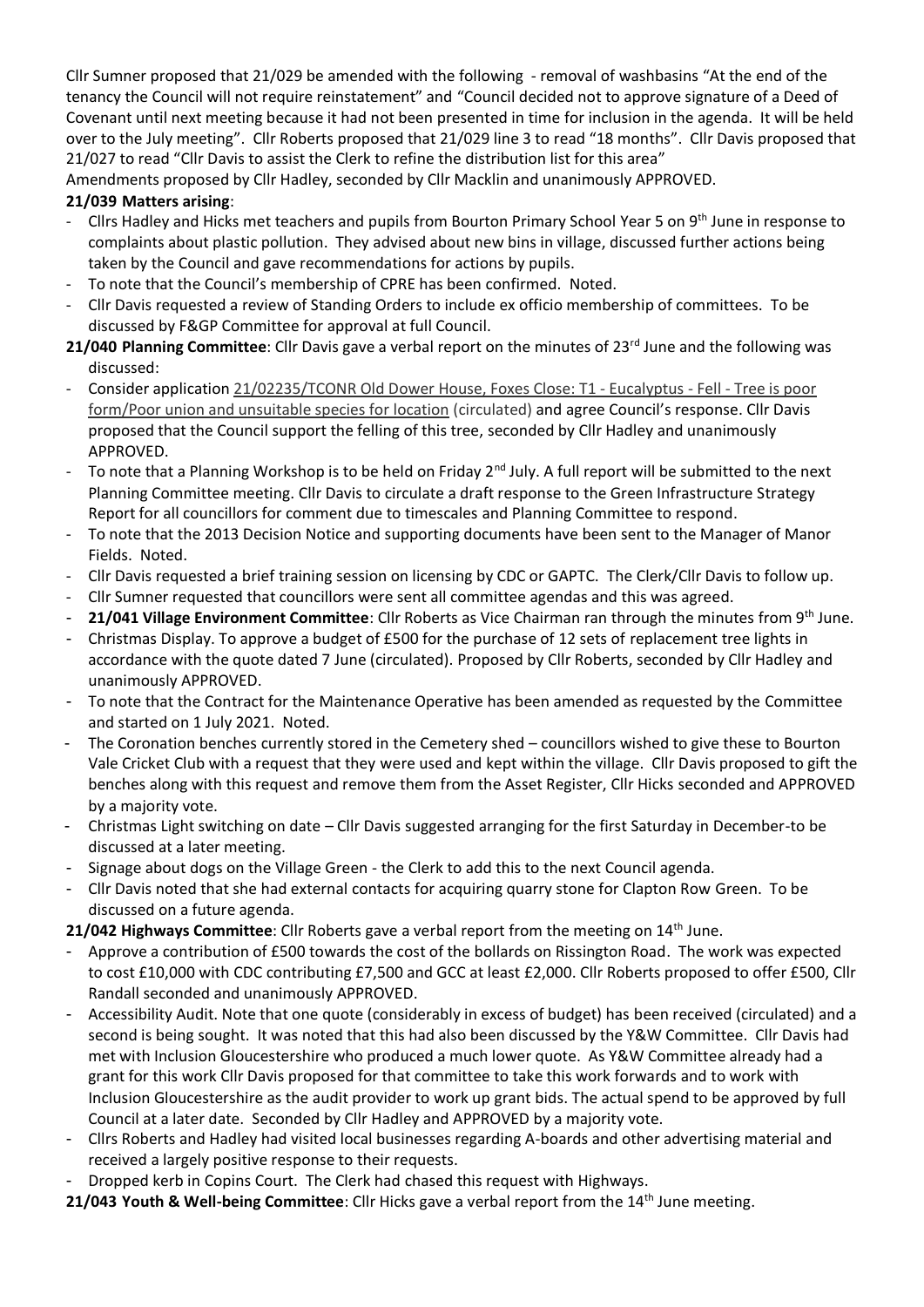Cllr Sumner proposed that 21/029 be amended with the following - removal of washbasins "At the end of the tenancy the Council will not require reinstatement" and "Council decided not to approve signature of a Deed of Covenant until next meeting because it had not been presented in time for inclusion in the agenda. It will be held over to the July meeting". Cllr Roberts proposed that 21/029 line 3 to read "18 months". Cllr Davis proposed that 21/027 to read "Cllr Davis to assist the Clerk to refine the distribution list for this area"

Amendments proposed by Cllr Hadley, seconded by Cllr Macklin and unanimously APPROVED.

**21/039 Matters arising**:

- Cllrs Hadley and Hicks met teachers and pupils from Bourton Primary School Year 5 on 9th June in response to complaints about plastic pollution. They advised about new bins in village, discussed further actions being taken by the Council and gave recommendations for actions by pupils.
- To note that the Council's membership of CPRE has been confirmed. Noted.
- Cllr Davis requested a review of Standing Orders to include ex officio membership of committees. To be discussed by F&GP Committee for approval at full Council.

**21/040 Planning Committee**: Cllr Davis gave a verbal report on the minutes of 23rd June and the following was discussed:

- Consider application 21/02235/TCONR Old Dower House, Foxes Close: T1 - Eucalyptus - Fell - Tree is poor form/Poor union and unsuitable species for location (circulated) and agree Council's response. Cllr Davis proposed that the Council support the felling of this tree, seconded by Cllr Hadley and unanimously APPROVED.
- To note that a Planning Workshop is to be held on Friday 2nd July. A full report will be submitted to the next Planning Committee meeting. Cllr Davis to circulate a draft response to the Green Infrastructure Strategy Report for all councillors for comment due to timescales and Planning Committee to respond.
- To note that the 2013 Decision Notice and supporting documents have been sent to the Manager of Manor Fields. Noted.
- Cllr Davis requested a brief training session on licensing by CDC or GAPTC. The Clerk/Cllr Davis to follow up.
- Cllr Sumner requested that councillors were sent all committee agendas and this was agreed.
- **21/041 Village Environment Committee**: Cllr Roberts as Vice Chairman ran through the minutes from 9th June.
- Christmas Display. To approve a budget of £500 for the purchase of 12 sets of replacement tree lights in accordance with the quote dated 7 June (circulated). Proposed by Cllr Roberts, seconded by Cllr Hadley and unanimously APPROVED.
- To note that the Contract for the Maintenance Operative has been amended as requested by the Committee and started on 1 July 2021. Noted.
- The Coronation benches currently stored in the Cemetery shed – councillors wished to give these to Bourton Vale Cricket Club with a request that they were used and kept within the village. Cllr Davis proposed to gift the benches along with this request and remove them from the Asset Register, Cllr Hicks seconded and APPROVED by a majority vote.
- Christmas Light switching on date – Cllr Davis suggested arranging for the first Saturday in December-to be discussed at a later meeting.
- Signage about dogs on the Village Green - the Clerk to add this to the next Council agenda.
- Cllr Davis noted that she had external contacts for acquiring quarry stone for Clapton Row Green. To be discussed on a future agenda.

**21/042 Highways Committee**: Cllr Roberts gave a verbal report from the meeting on 14th June.

- Approve a contribution of £500 towards the cost of the bollards on Rissington Road. The work was expected to cost £10,000 with CDC contributing £7,500 and GCC at least £2,000. Cllr Roberts proposed to offer £500, Cllr Randall seconded and unanimously APPROVED.
- Accessibility Audit. Note that one quote (considerably in excess of budget) has been received (circulated) and a second is being sought. It was noted that this had also been discussed by the Y&W Committee. Cllr Davis had met with Inclusion Gloucestershire who produced a much lower quote. As Y&W Committee already had a grant for this work Cllr Davis proposed for that committee to take this work forwards and to work with Inclusion Gloucestershire as the audit provider to work up grant bids. The actual spend to be approved by full Council at a later date. Seconded by Cllr Hadley and APPROVED by a majority vote.
- Cllrs Roberts and Hadley had visited local businesses regarding A-boards and other advertising material and received a largely positive response to their requests.
- Dropped kerb in Copins Court. The Clerk had chased this request with Highways.

**21/043 Youth & Well-being Committee**: Cllr Hicks gave a verbal report from the 14th June meeting.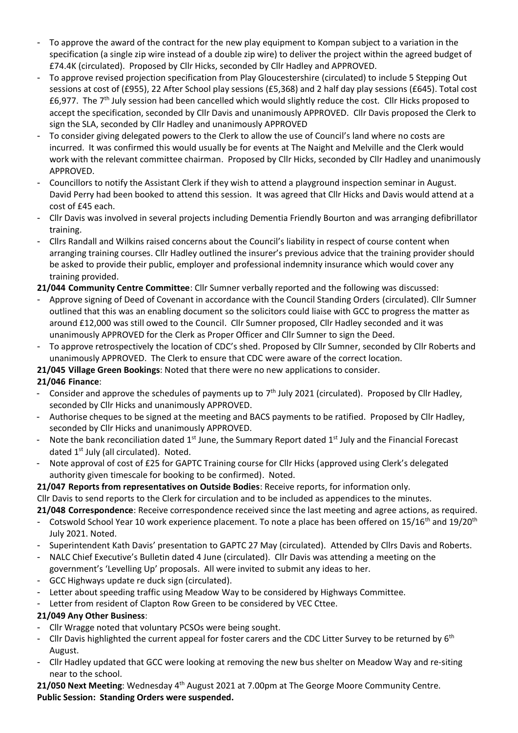- To approve the award of the contract for the new play equipment to Kompan subject to a variation in the specification (a single zip wire instead of a double zip wire) to deliver the project within the agreed budget of £74.4K (circulated). Proposed by Cllr Hicks, seconded by Cllr Hadley and APPROVED.
- To approve revised projection specification from Play Gloucestershire (circulated) to include 5 Stepping Out sessions at cost of (£955), 22 After School play sessions (£5,368) and 2 half day play sessions (£645). Total cost £6,977. The 7th July session had been cancelled which would slightly reduce the cost. Cllr Hicks proposed to accept the specification, seconded by Cllr Davis and unanimously APPROVED. Cllr Davis proposed the Clerk to sign the SLA, seconded by Cllr Hadley and unanimously APPROVED
- To consider giving delegated powers to the Clerk to allow the use of Council's land where no costs are incurred. It was confirmed this would usually be for events at The Naight and Melville and the Clerk would work with the relevant committee chairman. Proposed by Cllr Hicks, seconded by Cllr Hadley and unanimously APPROVED.
- Councillors to notify the Assistant Clerk if they wish to attend a playground inspection seminar in August. David Perry had been booked to attend this session. It was agreed that Cllr Hicks and Davis would attend at a cost of £45 each.
- Cllr Davis was involved in several projects including Dementia Friendly Bourton and was arranging defibrillator training.
- Cllrs Randall and Wilkins raised concerns about the Council's liability in respect of course content when arranging training courses. Cllr Hadley outlined the insurer's previous advice that the training provider should be asked to provide their public, employer and professional indemnity insurance which would cover any training provided.

**21/044 Community Centre Committee**: Cllr Sumner verbally reported and the following was discussed:

- Approve signing of Deed of Covenant in accordance with the Council Standing Orders (circulated). Cllr Sumner outlined that this was an enabling document so the solicitors could liaise with GCC to progress the matter as around £12,000 was still owed to the Council. Cllr Sumner proposed, Cllr Hadley seconded and it was unanimously APPROVED for the Clerk as Proper Officer and Cllr Sumner to sign the Deed.
- To approve retrospectively the location of CDC's shed. Proposed by Cllr Sumner, seconded by Cllr Roberts and unanimously APPROVED. The Clerk to ensure that CDC were aware of the correct location.

**21/045 Village Green Bookings**: Noted that there were no new applications to consider.

**21/046 Finance**:

- Consider and approve the schedules of payments up to 7th July 2021 (circulated). Proposed by Cllr Hadley, seconded by Cllr Hicks and unanimously APPROVED.
- Authorise cheques to be signed at the meeting and BACS payments to be ratified. Proposed by Cllr Hadley, seconded by Cllr Hicks and unanimously APPROVED.
- Note the bank reconciliation dated 1st June, the Summary Report dated 1st July and the Financial Forecast dated 1st July (all circulated). Noted.
- Note approval of cost of £25 for GAPTC Training course for Cllr Hicks (approved using Clerk's delegated authority given timescale for booking to be confirmed). Noted.

**21/047 Reports from representatives on Outside Bodies**: Receive reports, for information only.
Cllr Davis to send reports to the Clerk for circulation and to be included as appendices to the minutes.

**21/048 Correspondence**: Receive correspondence received since the last meeting and agree actions, as required.

- Cotswold School Year 10 work experience placement. To note a place has been offered on 15/16th and 19/20th July 2021. Noted.
- Superintendent Kath Davis' presentation to GAPTC 27 May (circulated). Attended by Cllrs Davis and Roberts.
- NALC Chief Executive's Bulletin dated 4 June (circulated). Cllr Davis was attending a meeting on the government's 'Levelling Up' proposals. All were invited to submit any ideas to her.
- GCC Highways update re duck sign (circulated).
- Letter about speeding traffic using Meadow Way to be considered by Highways Committee.
- Letter from resident of Clapton Row Green to be considered by VEC Cttee.

**21/049 Any Other Business**:

- Cllr Wragge noted that voluntary PCSOs were being sought.
- Cllr Davis highlighted the current appeal for foster carers and the CDC Litter Survey to be returned by 6th August.
- Cllr Hadley updated that GCC were looking at removing the new bus shelter on Meadow Way and re-siting near to the school.

**21/050 Next Meeting**: Wednesday 4th August 2021 at 7.00pm at The George Moore Community Centre.

**Public Session: Standing Orders were suspended.**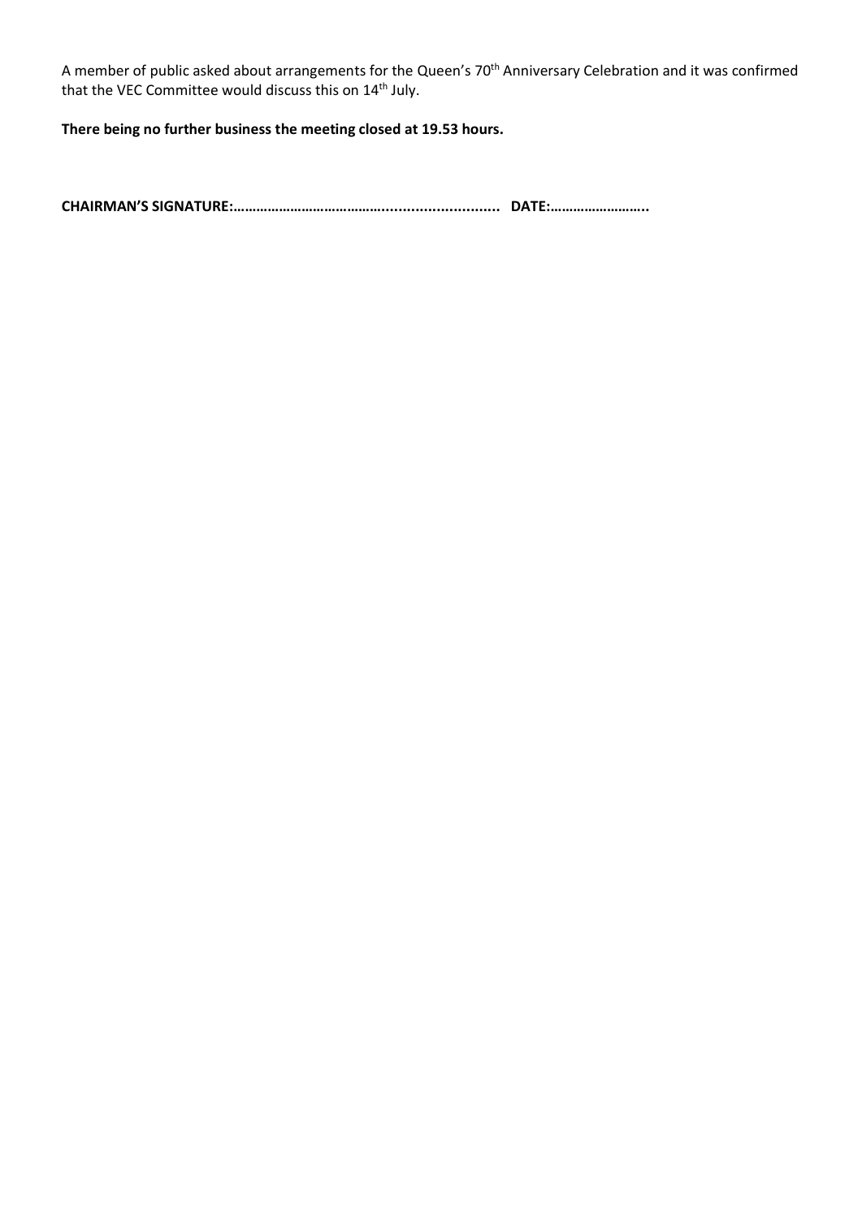A member of public asked about arrangements for the Queen's 70th Anniversary Celebration and it was confirmed that the VEC Committee would discuss this on 14th July.

**There being no further business the meeting closed at 19.53 hours.**

**CHAIRMAN'S SIGNATURE:……………………………….......................... DATE:……………………..**